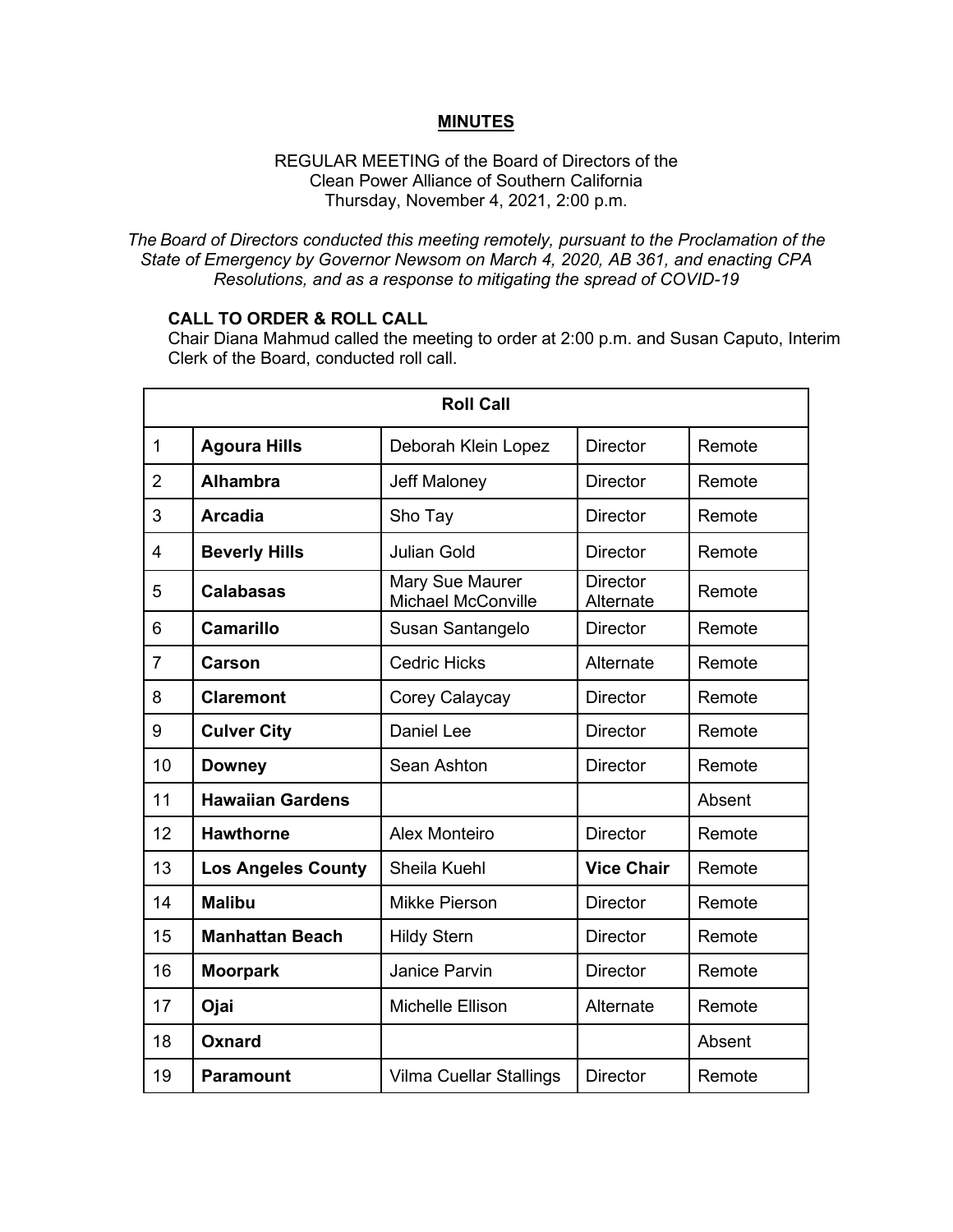# MINUTES

REGULAR MEETING of the Board of Directors of the
Clean Power Alliance of Southern California
Thursday, November 4, 2021, 2:00 p.m.

*The Board of Directors conducted this meeting remotely, pursuant to the Proclamation of the State of Emergency by Governor Newsom on March 4, 2020, AB 361, and enacting CPA Resolutions, and as a response to mitigating the spread of COVID-19*

**CALL TO ORDER & ROLL CALL**

Chair Diana Mahmud called the meeting to order at 2:00 p.m. and Susan Caputo, Interim Clerk of the Board, conducted roll call.

| Roll Call | | | | |
|---|---|---|---|---|
| 1 | **Agoura Hills** | Deborah Klein Lopez | Director | Remote |
| 2 | **Alhambra** | Jeff Maloney | Director | Remote |
| 3 | **Arcadia** | Sho Tay | Director | Remote |
| 4 | **Beverly Hills** | Julian Gold | Director | Remote |
| 5 | **Calabasas** | Mary Sue Maurer<br>Michael McConville | Director<br>Alternate | Remote |
| 6 | **Camarillo** | Susan Santangelo | Director | Remote |
| 7 | **Carson** | Cedric Hicks | Alternate | Remote |
| 8 | **Claremont** | Corey Calaycay | Director | Remote |
| 9 | **Culver City** | Daniel Lee | Director | Remote |
| 10 | **Downey** | Sean Ashton | Director | Remote |
| 11 | **Hawaiian Gardens** | | | Absent |
| 12 | **Hawthorne** | Alex Monteiro | Director | Remote |
| 13 | **Los Angeles County** | Sheila Kuehl | **Vice Chair** | Remote |
| 14 | **Malibu** | Mikke Pierson | Director | Remote |
| 15 | **Manhattan Beach** | Hildy Stern | Director | Remote |
| 16 | **Moorpark** | Janice Parvin | Director | Remote |
| 17 | **Ojai** | Michelle Ellison | Alternate | Remote |
| 18 | **Oxnard** | | | Absent |
| 19 | **Paramount** | Vilma Cuellar Stallings | Director | Remote |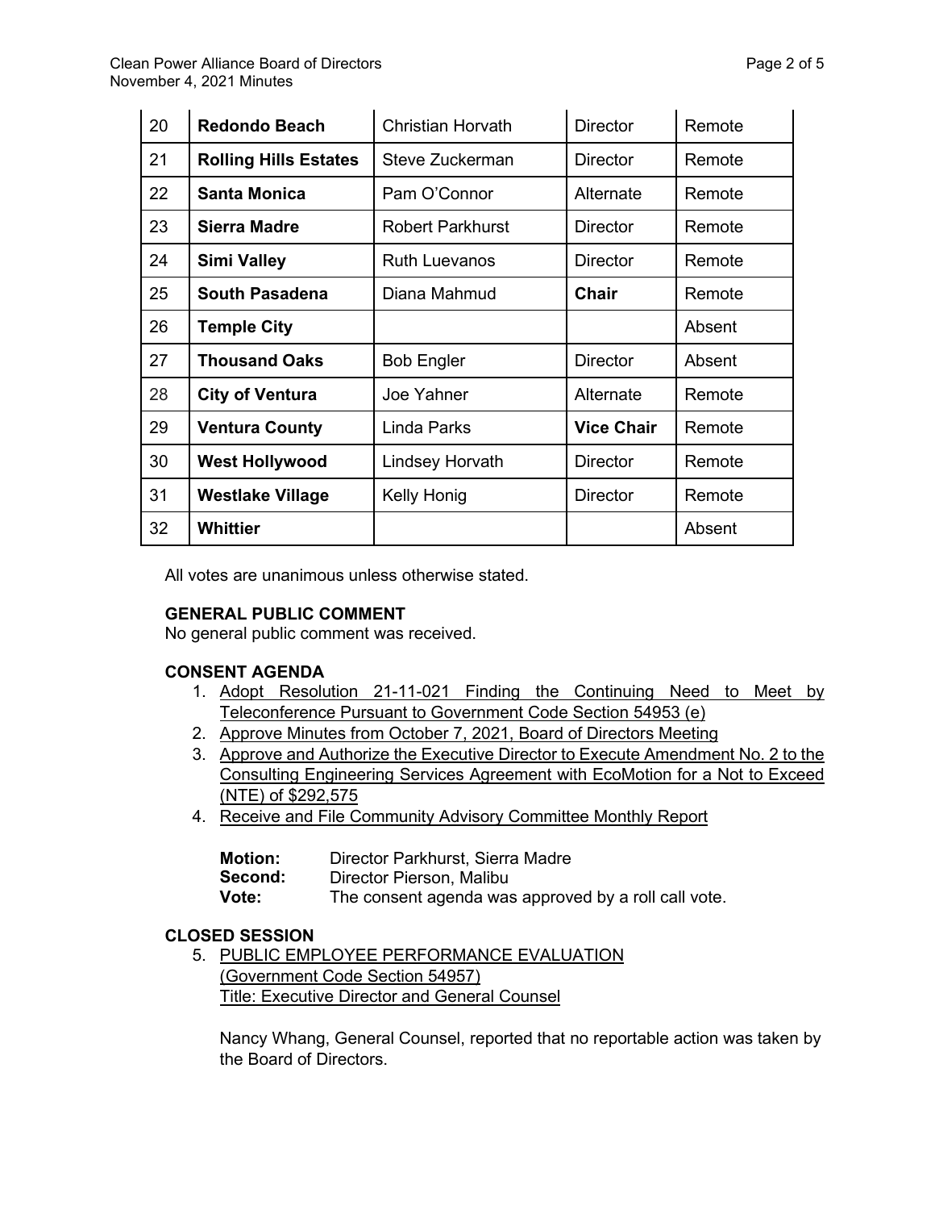| 20 | **Redondo Beach** | Christian Horvath | Director | Remote |
|---|---|---|---|---|
| 21 | **Rolling Hills Estates** | Steve Zuckerman | Director | Remote |
| 22 | **Santa Monica** | Pam O'Connor | Alternate | Remote |
| 23 | **Sierra Madre** | Robert Parkhurst | Director | Remote |
| 24 | **Simi Valley** | Ruth Luevanos | Director | Remote |
| 25 | **South Pasadena** | Diana Mahmud | **Chair** | Remote |
| 26 | **Temple City** | | | Absent |
| 27 | **Thousand Oaks** | Bob Engler | Director | Absent |
| 28 | **City of Ventura** | Joe Yahner | Alternate | Remote |
| 29 | **Ventura County** | Linda Parks | **Vice Chair** | Remote |
| 30 | **West Hollywood** | Lindsey Horvath | Director | Remote |
| 31 | **Westlake Village** | Kelly Honig | Director | Remote |
| 32 | **Whittier** | | | Absent |

All votes are unanimous unless otherwise stated.

**GENERAL PUBLIC COMMENT**
No general public comment was received.

**CONSENT AGENDA**

1. Adopt Resolution 21-11-021 Finding the Continuing Need to Meet by Teleconference Pursuant to Government Code Section 54953 (e)
2. Approve Minutes from October 7, 2021, Board of Directors Meeting
3. Approve and Authorize the Executive Director to Execute Amendment No. 2 to the Consulting Engineering Services Agreement with EcoMotion for a Not to Exceed (NTE) of $292,575
4. Receive and File Community Advisory Committee Monthly Report

**Motion:** Director Parkhurst, Sierra Madre
**Second:** Director Pierson, Malibu
**Vote:** The consent agenda was approved by a roll call vote.

**CLOSED SESSION**

5. PUBLIC EMPLOYEE PERFORMANCE EVALUATION
(Government Code Section 54957)
Title: Executive Director and General Counsel

Nancy Whang, General Counsel, reported that no reportable action was taken by the Board of Directors.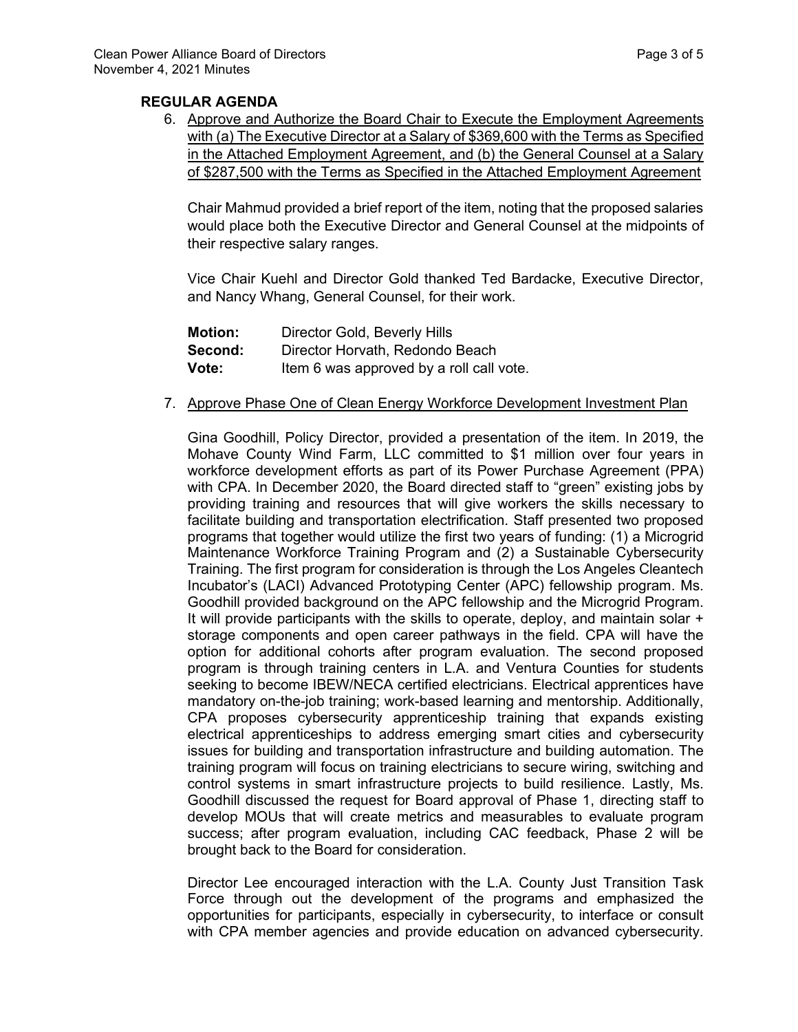## REGULAR AGENDA

6. Approve and Authorize the Board Chair to Execute the Employment Agreements with (a) The Executive Director at a Salary of $369,600 with the Terms as Specified in the Attached Employment Agreement, and (b) the General Counsel at a Salary of $287,500 with the Terms as Specified in the Attached Employment Agreement

   Chair Mahmud provided a brief report of the item, noting that the proposed salaries would place both the Executive Director and General Counsel at the midpoints of their respective salary ranges.

   Vice Chair Kuehl and Director Gold thanked Ted Bardacke, Executive Director, and Nancy Whang, General Counsel, for their work.

   **Motion:** Director Gold, Beverly Hills
   **Second:** Director Horvath, Redondo Beach
   **Vote:** Item 6 was approved by a roll call vote.

7. Approve Phase One of Clean Energy Workforce Development Investment Plan

   Gina Goodhill, Policy Director, provided a presentation of the item. In 2019, the Mohave County Wind Farm, LLC committed to $1 million over four years in workforce development efforts as part of its Power Purchase Agreement (PPA) with CPA. In December 2020, the Board directed staff to "green" existing jobs by providing training and resources that will give workers the skills necessary to facilitate building and transportation electrification. Staff presented two proposed programs that together would utilize the first two years of funding: (1) a Microgrid Maintenance Workforce Training Program and (2) a Sustainable Cybersecurity Training. The first program for consideration is through the Los Angeles Cleantech Incubator's (LACI) Advanced Prototyping Center (APC) fellowship program. Ms. Goodhill provided background on the APC fellowship and the Microgrid Program. It will provide participants with the skills to operate, deploy, and maintain solar + storage components and open career pathways in the field. CPA will have the option for additional cohorts after program evaluation. The second proposed program is through training centers in L.A. and Ventura Counties for students seeking to become IBEW/NECA certified electricians. Electrical apprentices have mandatory on-the-job training; work-based learning and mentorship. Additionally, CPA proposes cybersecurity apprenticeship training that expands existing electrical apprenticeships to address emerging smart cities and cybersecurity issues for building and transportation infrastructure and building automation. The training program will focus on training electricians to secure wiring, switching and control systems in smart infrastructure projects to build resilience. Lastly, Ms. Goodhill discussed the request for Board approval of Phase 1, directing staff to develop MOUs that will create metrics and measurables to evaluate program success; after program evaluation, including CAC feedback, Phase 2 will be brought back to the Board for consideration.

   Director Lee encouraged interaction with the L.A. County Just Transition Task Force through out the development of the programs and emphasized the opportunities for participants, especially in cybersecurity, to interface or consult with CPA member agencies and provide education on advanced cybersecurity.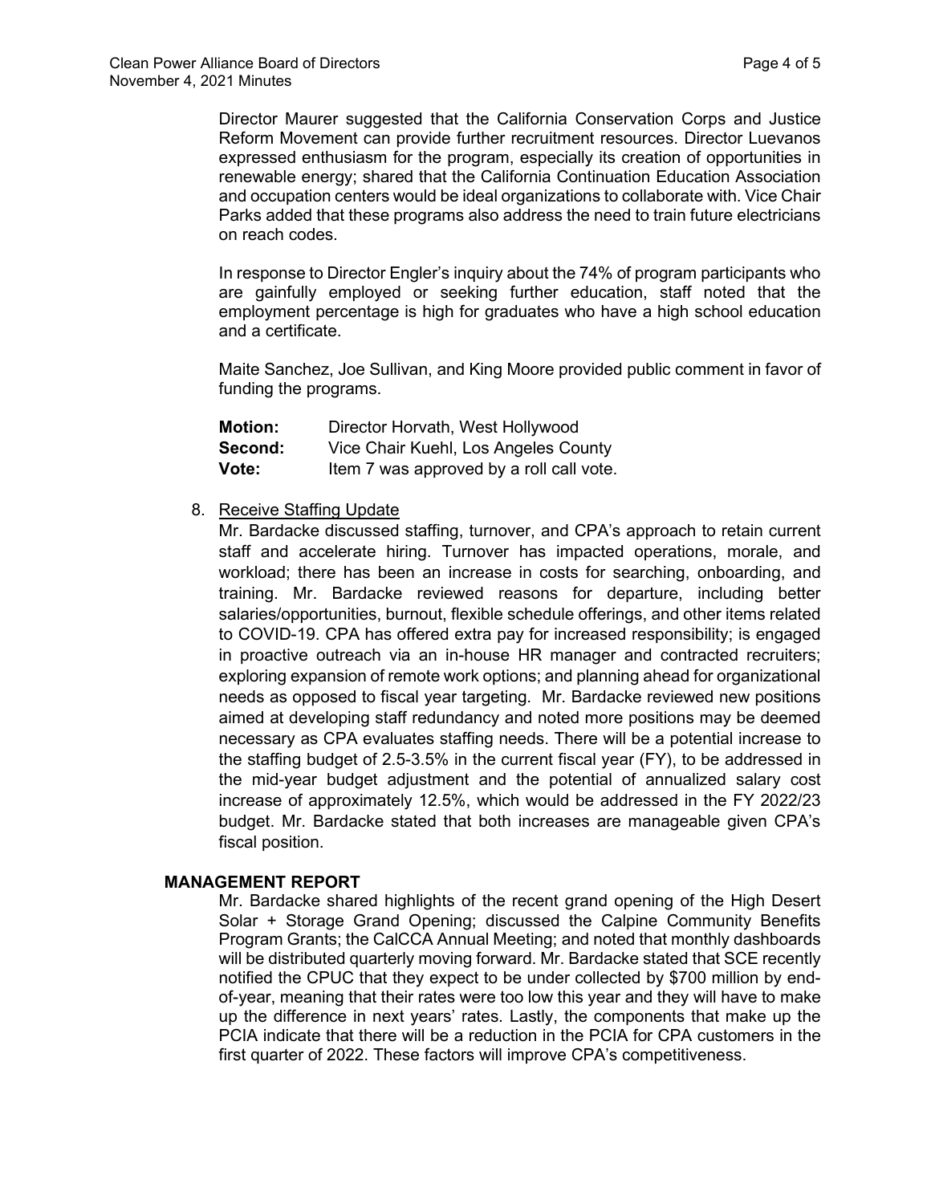Director Maurer suggested that the California Conservation Corps and Justice Reform Movement can provide further recruitment resources. Director Luevanos expressed enthusiasm for the program, especially its creation of opportunities in renewable energy; shared that the California Continuation Education Association and occupation centers would be ideal organizations to collaborate with. Vice Chair Parks added that these programs also address the need to train future electricians on reach codes.

In response to Director Engler's inquiry about the 74% of program participants who are gainfully employed or seeking further education, staff noted that the employment percentage is high for graduates who have a high school education and a certificate.

Maite Sanchez, Joe Sullivan, and King Moore provided public comment in favor of funding the programs.

**Motion:** Director Horvath, West Hollywood
**Second:** Vice Chair Kuehl, Los Angeles County
**Vote:** Item 7 was approved by a roll call vote.

8. Receive Staffing Update

   Mr. Bardacke discussed staffing, turnover, and CPA's approach to retain current staff and accelerate hiring. Turnover has impacted operations, morale, and workload; there has been an increase in costs for searching, onboarding, and training. Mr. Bardacke reviewed reasons for departure, including better salaries/opportunities, burnout, flexible schedule offerings, and other items related to COVID-19. CPA has offered extra pay for increased responsibility; is engaged in proactive outreach via an in-house HR manager and contracted recruiters; exploring expansion of remote work options; and planning ahead for organizational needs as opposed to fiscal year targeting. Mr. Bardacke reviewed new positions aimed at developing staff redundancy and noted more positions may be deemed necessary as CPA evaluates staffing needs. There will be a potential increase to the staffing budget of 2.5-3.5% in the current fiscal year (FY), to be addressed in the mid-year budget adjustment and the potential of annualized salary cost increase of approximately 12.5%, which would be addressed in the FY 2022/23 budget. Mr. Bardacke stated that both increases are manageable given CPA's fiscal position.

## MANAGEMENT REPORT

Mr. Bardacke shared highlights of the recent grand opening of the High Desert Solar + Storage Grand Opening; discussed the Calpine Community Benefits Program Grants; the CalCCA Annual Meeting; and noted that monthly dashboards will be distributed quarterly moving forward. Mr. Bardacke stated that SCE recently notified the CPUC that they expect to be under collected by $700 million by end-of-year, meaning that their rates were too low this year and they will have to make up the difference in next years' rates. Lastly, the components that make up the PCIA indicate that there will be a reduction in the PCIA for CPA customers in the first quarter of 2022. These factors will improve CPA's competitiveness.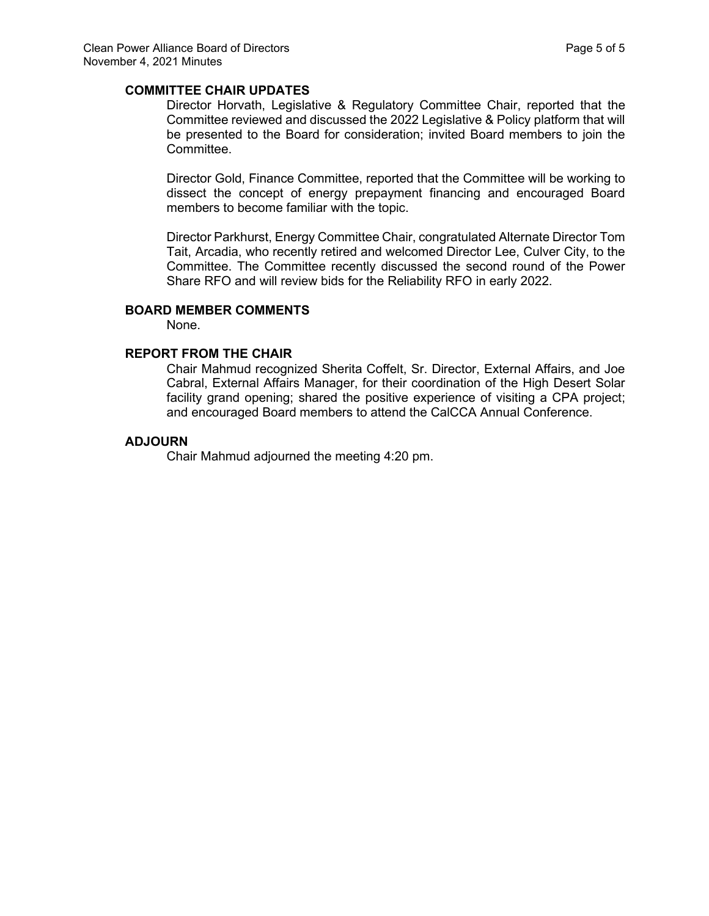**COMMITTEE CHAIR UPDATES**

Director Horvath, Legislative & Regulatory Committee Chair, reported that the Committee reviewed and discussed the 2022 Legislative & Policy platform that will be presented to the Board for consideration; invited Board members to join the Committee.

Director Gold, Finance Committee, reported that the Committee will be working to dissect the concept of energy prepayment financing and encouraged Board members to become familiar with the topic.

Director Parkhurst, Energy Committee Chair, congratulated Alternate Director Tom Tait, Arcadia, who recently retired and welcomed Director Lee, Culver City, to the Committee. The Committee recently discussed the second round of the Power Share RFO and will review bids for the Reliability RFO in early 2022.

**BOARD MEMBER COMMENTS**

None.

**REPORT FROM THE CHAIR**

Chair Mahmud recognized Sherita Coffelt, Sr. Director, External Affairs, and Joe Cabral, External Affairs Manager, for their coordination of the High Desert Solar facility grand opening; shared the positive experience of visiting a CPA project; and encouraged Board members to attend the CalCCA Annual Conference.

**ADJOURN**

Chair Mahmud adjourned the meeting 4:20 pm.